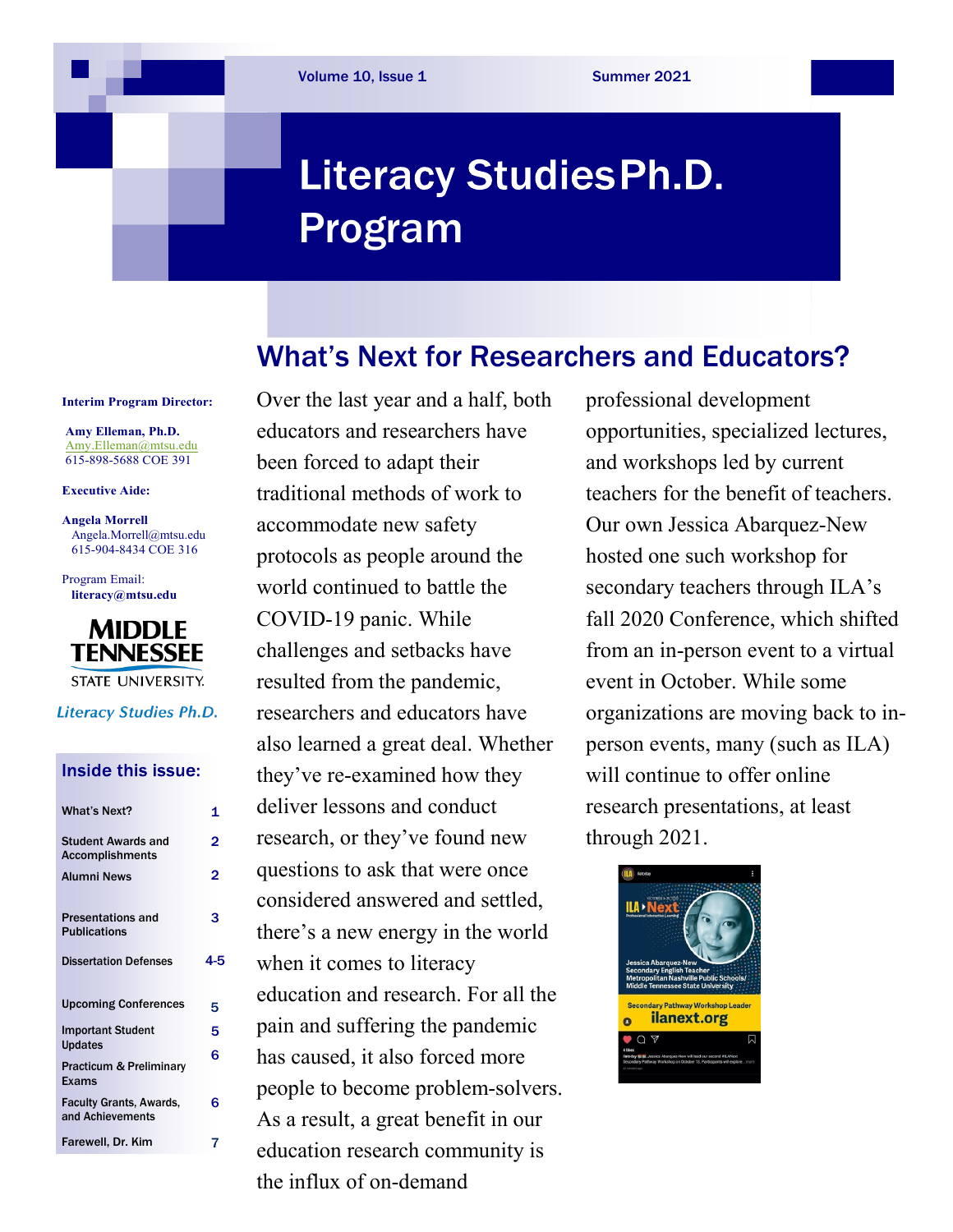Volume 10, Issue 1 — Summer 2021

# Literacy Studies Ph.D. Program

**Interim Program Director:**

**Amy Elleman, Ph.D.**
Amy.Elleman@mtsu.edu
615-898-5688 COE 391

**Executive Aide:**

**Angela Morrell**
Angela.Morrell@mtsu.edu
615-904-8434 COE 316

Program Email:
**literacy@mtsu.edu**

MIDDLE TENNESSEE STATE UNIVERSITY

*Literacy Studies Ph.D.*

## Inside this issue:

| | |
|---|---|
| What's Next? | 1 |
| Student Awards and Accomplishments | 2 |
| Alumni News | 2 |
| Presentations and Publications | 3 |
| Dissertation Defenses | 4-5 |
| Upcoming Conferences | 5 |
| Important Student Updates | 5 |
| Practicum & Preliminary Exams | 6 |
| Faculty Grants, Awards, and Achievements | 6 |
| Farewell, Dr. Kim | 7 |

## What's Next for Researchers and Educators?

Over the last year and a half, both educators and researchers have been forced to adapt their traditional methods of work to accommodate new safety protocols as people around the world continued to battle the COVID-19 panic. While challenges and setbacks have resulted from the pandemic, researchers and educators have also learned a great deal. Whether they've re-examined how they deliver lessons and conduct research, or they've found new questions to ask that were once considered answered and settled, there's a new energy in the world when it comes to literacy education and research. For all the pain and suffering the pandemic has caused, it also forced more people to become problem-solvers. As a result, a great benefit in our education research community is the influx of on-demand professional development opportunities, specialized lectures, and workshops led by current teachers for the benefit of teachers. Our own Jessica Abarquez-New hosted one such workshop for secondary teachers through ILA's fall 2020 Conference, which shifted from an in-person event to a virtual event in October. While some organizations are moving back to in-person events, many (such as ILA) will continue to offer online research presentations, at least through 2021.

ILA Next — Jessica Abarquez-New, Secondary English Teacher, Metropolitan Nashville Public Schools/ Middle Tennessee State University — Secondary Pathway Workshop Leader — ilanext.org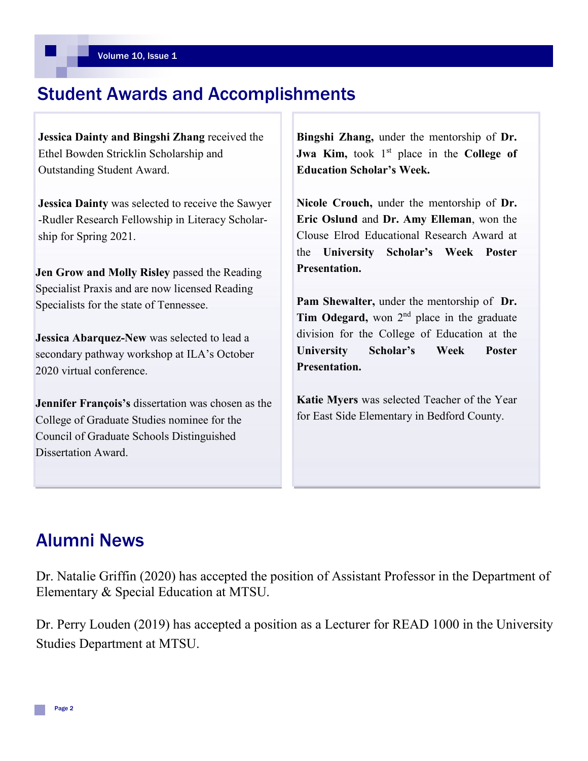## Student Awards and Accomplishments

**Jessica Dainty and Bingshi Zhang** received the Ethel Bowden Stricklin Scholarship and Outstanding Student Award.

**Jessica Dainty** was selected to receive the Sawyer-Rudler Research Fellowship in Literacy Scholarship for Spring 2021.

**Jen Grow and Molly Risley** passed the Reading Specialist Praxis and are now licensed Reading Specialists for the state of Tennessee.

**Jessica Abarquez-New** was selected to lead a secondary pathway workshop at ILA's October 2020 virtual conference.

**Jennifer François's** dissertation was chosen as the College of Graduate Studies nominee for the Council of Graduate Schools Distinguished Dissertation Award.

**Bingshi Zhang,** under the mentorship of **Dr. Jwa Kim,** took 1st place in the **College of Education Scholar's Week.**

**Nicole Crouch,** under the mentorship of **Dr. Eric Oslund** and **Dr. Amy Elleman**, won the Clouse Elrod Educational Research Award at the **University Scholar's Week Poster Presentation.**

**Pam Shewalter,** under the mentorship of **Dr. Tim Odegard,** won 2nd place in the graduate division for the College of Education at the **University Scholar's Week Poster Presentation.**

**Katie Myers** was selected Teacher of the Year for East Side Elementary in Bedford County.

## Alumni News

Dr. Natalie Griffin (2020) has accepted the position of Assistant Professor in the Department of Elementary & Special Education at MTSU.

Dr. Perry Louden (2019) has accepted a position as a Lecturer for READ 1000 in the University Studies Department at MTSU.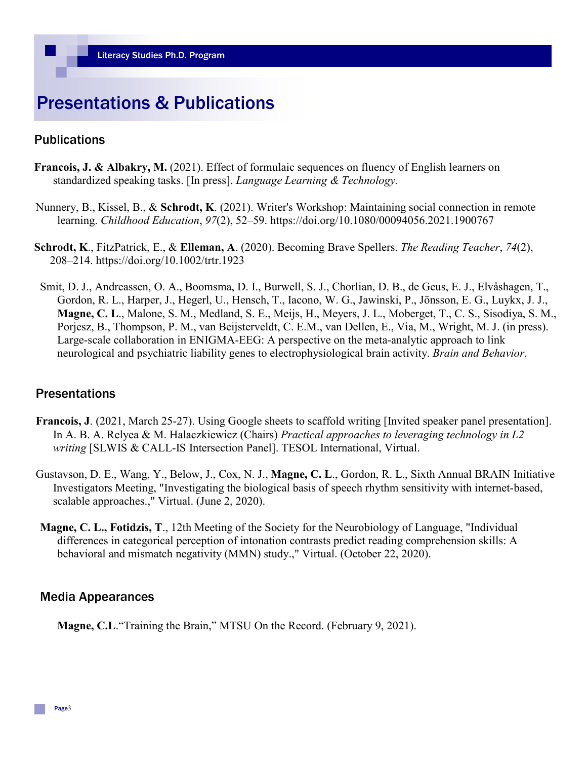# Presentations & Publications

## Publications

**Francois, J. & Albakry, M.** (2021). Effect of formulaic sequences on fluency of English learners on standardized speaking tasks. [In press]. *Language Learning & Technology.*

Nunnery, B., Kissel, B., & **Schrodt, K**. (2021). Writer's Workshop: Maintaining social connection in remote learning. *Childhood Education*, *97*(2), 52–59. https://doi.org/10.1080/00094056.2021.1900767

**Schrodt, K**., FitzPatrick, E., & **Elleman, A**. (2020). Becoming Brave Spellers. *The Reading Teacher*, *74*(2), 208–214. https://doi.org/10.1002/trtr.1923

Smit, D. J., Andreassen, O. A., Boomsma, D. I., Burwell, S. J., Chorlian, D. B., de Geus, E. J., Elvåshagen, T., Gordon, R. L., Harper, J., Hegerl, U., Hensch, T., Iacono, W. G., Jawinski, P., Jönsson, E. G., Luykx, J. J., **Magne, C. L**., Malone, S. M., Medland, S. E., Meijs, H., Meyers, J. L., Moberget, T., C. S., Sisodiya, S. M., Porjesz, B., Thompson, P. M., van Beijsterveldt, C. E.M., van Dellen, E., Via, M., Wright, M. J. (in press). Large-scale collaboration in ENIGMA-EEG: A perspective on the meta-analytic approach to link neurological and psychiatric liability genes to electrophysiological brain activity. *Brain and Behavior*.

## Presentations

**Francois, J**. (2021, March 25-27). Using Google sheets to scaffold writing [Invited speaker panel presentation]. In A. B. A. Relyea & M. Halaczkiewicz (Chairs) *Practical approaches to leveraging technology in L2 writing* [SLWIS & CALL-IS Intersection Panel]. TESOL International, Virtual.

Gustavson, D. E., Wang, Y., Below, J., Cox, N. J., **Magne, C. L**., Gordon, R. L., Sixth Annual BRAIN Initiative Investigators Meeting, "Investigating the biological basis of speech rhythm sensitivity with internet-based, scalable approaches.," Virtual. (June 2, 2020).

**Magne, C. L., Fotidzis, T**., 12th Meeting of the Society for the Neurobiology of Language, "Individual differences in categorical perception of intonation contrasts predict reading comprehension skills: A behavioral and mismatch negativity (MMN) study.," Virtual. (October 22, 2020).

## Media Appearances

**Magne, C.L**."Training the Brain," MTSU On the Record. (February 9, 2021).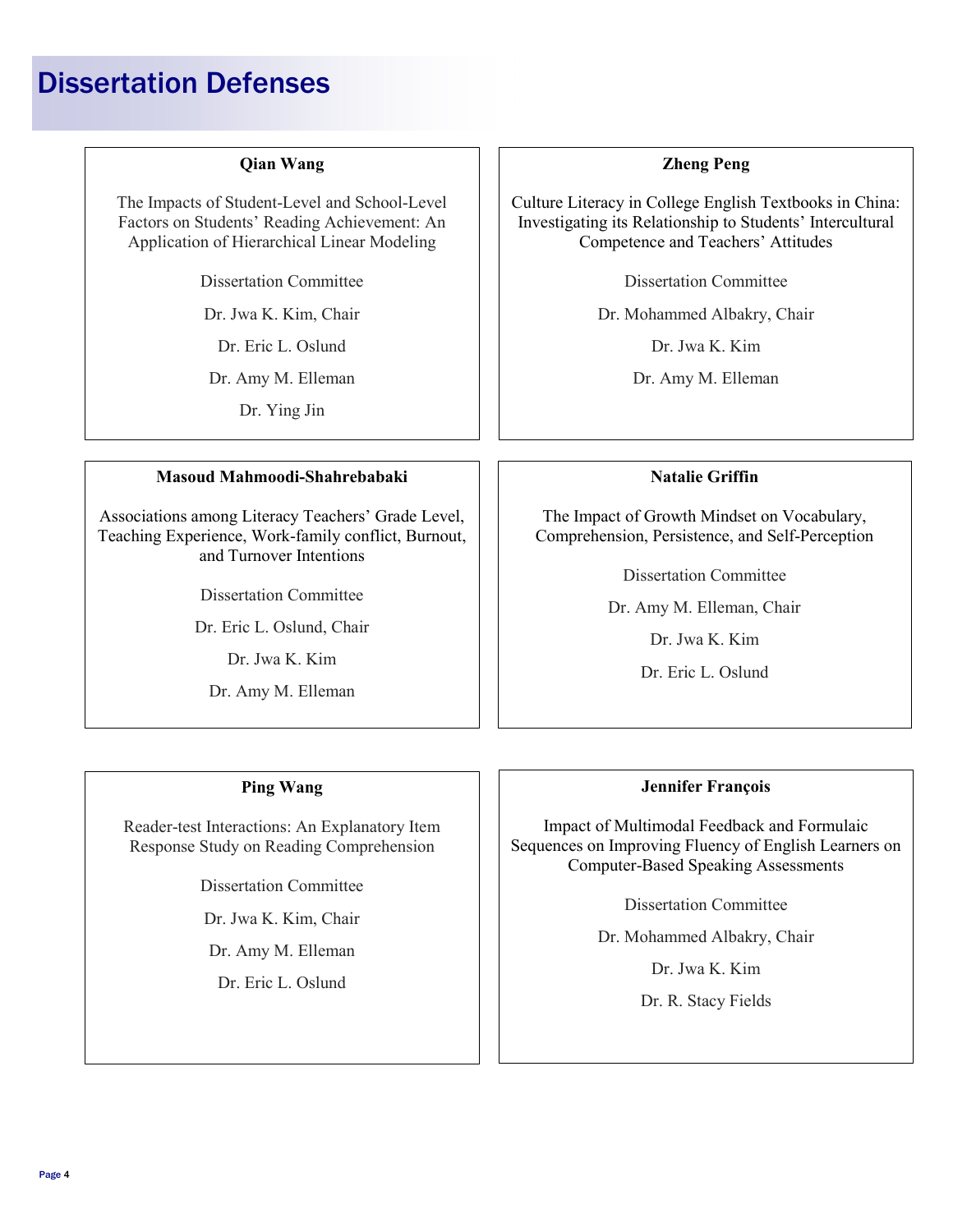# Dissertation Defenses

### Qian Wang

The Impacts of Student-Level and School-Level Factors on Students' Reading Achievement: An Application of Hierarchical Linear Modeling

Dissertation Committee

Dr. Jwa K. Kim, Chair

Dr. Eric L. Oslund

Dr. Amy M. Elleman

Dr. Ying Jin

### Zheng Peng

Culture Literacy in College English Textbooks in China: Investigating its Relationship to Students' Intercultural Competence and Teachers' Attitudes

Dissertation Committee

Dr. Mohammed Albakry, Chair

Dr. Jwa K. Kim

Dr. Amy M. Elleman

### Masoud Mahmoodi-Shahrebabaki

Associations among Literacy Teachers' Grade Level, Teaching Experience, Work-family conflict, Burnout, and Turnover Intentions

Dissertation Committee

Dr. Eric L. Oslund, Chair

Dr. Jwa K. Kim

Dr. Amy M. Elleman

### Natalie Griffin

The Impact of Growth Mindset on Vocabulary, Comprehension, Persistence, and Self-Perception

Dissertation Committee

Dr. Amy M. Elleman, Chair

Dr. Jwa K. Kim

Dr. Eric L. Oslund

### Ping Wang

Reader-test Interactions: An Explanatory Item Response Study on Reading Comprehension

Dissertation Committee

Dr. Jwa K. Kim, Chair

Dr. Amy M. Elleman

Dr. Eric L. Oslund

### Jennifer François

Impact of Multimodal Feedback and Formulaic Sequences on Improving Fluency of English Learners on Computer-Based Speaking Assessments

Dissertation Committee

Dr. Mohammed Albakry, Chair

Dr. Jwa K. Kim

Dr. R. Stacy Fields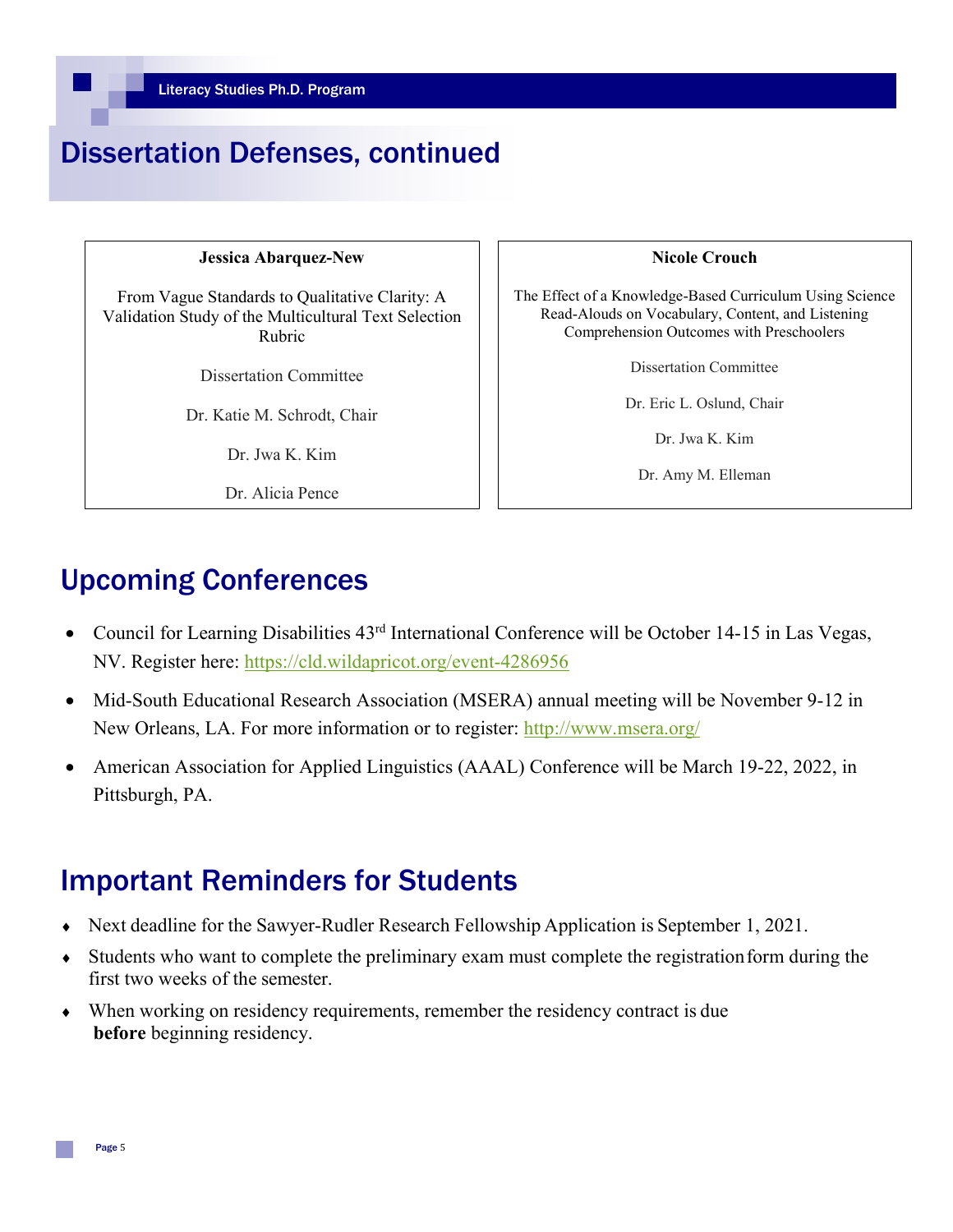# Dissertation Defenses, continued

**Jessica Abarquez-New**

From Vague Standards to Qualitative Clarity: A Validation Study of the Multicultural Text Selection Rubric

Dissertation Committee

Dr. Katie M. Schrodt, Chair

Dr. Jwa K. Kim

Dr. Alicia Pence

**Nicole Crouch**

The Effect of a Knowledge-Based Curriculum Using Science Read-Alouds on Vocabulary, Content, and Listening Comprehension Outcomes with Preschoolers

Dissertation Committee

Dr. Eric L. Oslund, Chair

Dr. Jwa K. Kim

Dr. Amy M. Elleman

## Upcoming Conferences

- Council for Learning Disabilities 43rd International Conference will be October 14-15 in Las Vegas, NV. Register here: https://cld.wildapricot.org/event-4286956
- Mid-South Educational Research Association (MSERA) annual meeting will be November 9-12 in New Orleans, LA. For more information or to register: http://www.msera.org/
- American Association for Applied Linguistics (AAAL) Conference will be March 19-22, 2022, in Pittsburgh, PA.

## Important Reminders for Students

- Next deadline for the Sawyer-Rudler Research Fellowship Application is September 1, 2021.
- Students who want to complete the preliminary exam must complete the registration form during the first two weeks of the semester.
- When working on residency requirements, remember the residency contract is due **before** beginning residency.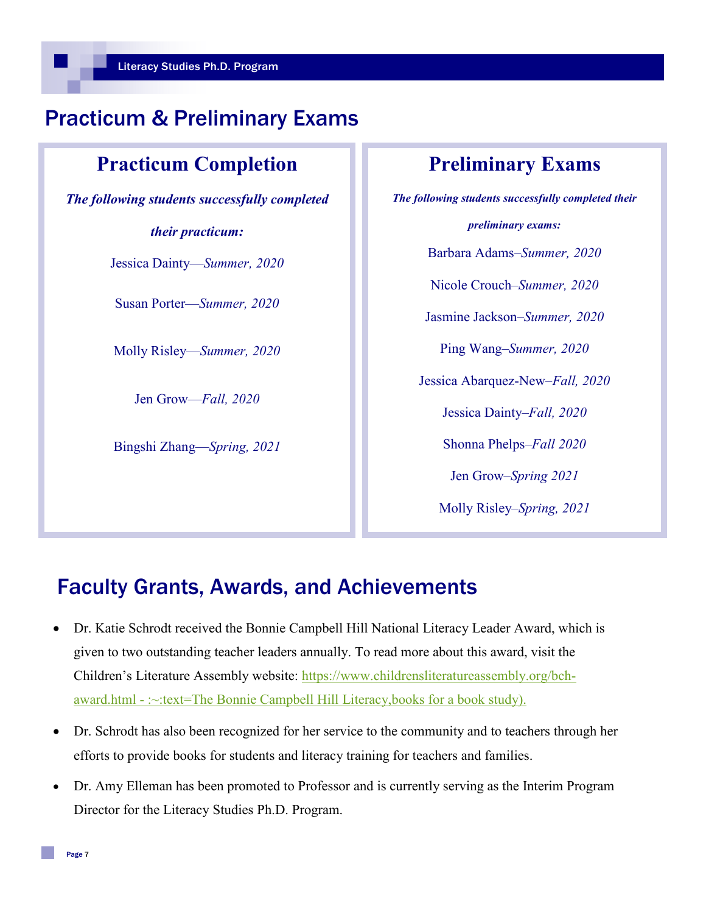# Practicum & Preliminary Exams

## Practicum Completion

***The following students successfully completed their practicum:***

Jessica Dainty—*Summer, 2020*

Susan Porter—*Summer, 2020*

Molly Risley—*Summer, 2020*

Jen Grow—*Fall, 2020*

Bingshi Zhang—*Spring, 2021*

## Preliminary Exams

***The following students successfully completed their preliminary exams:***

Barbara Adams–*Summer, 2020*

Nicole Crouch–*Summer, 2020*

Jasmine Jackson–*Summer, 2020*

Ping Wang–*Summer, 2020*

Jessica Abarquez-New–*Fall, 2020*

Jessica Dainty–*Fall, 2020*

Shonna Phelps–*Fall 2020*

Jen Grow–*Spring 2021*

Molly Risley–*Spring, 2021*

# Faculty Grants, Awards, and Achievements

- Dr. Katie Schrodt received the Bonnie Campbell Hill National Literacy Leader Award, which is given to two outstanding teacher leaders annually. To read more about this award, visit the Children's Literature Assembly website: https://www.childrensliteratureassembly.org/bch-award.html - :~:text=The Bonnie Campbell Hill Literacy,books for a book study).
- Dr. Schrodt has also been recognized for her service to the community and to teachers through her efforts to provide books for students and literacy training for teachers and families.
- Dr. Amy Elleman has been promoted to Professor and is currently serving as the Interim Program Director for the Literacy Studies Ph.D. Program.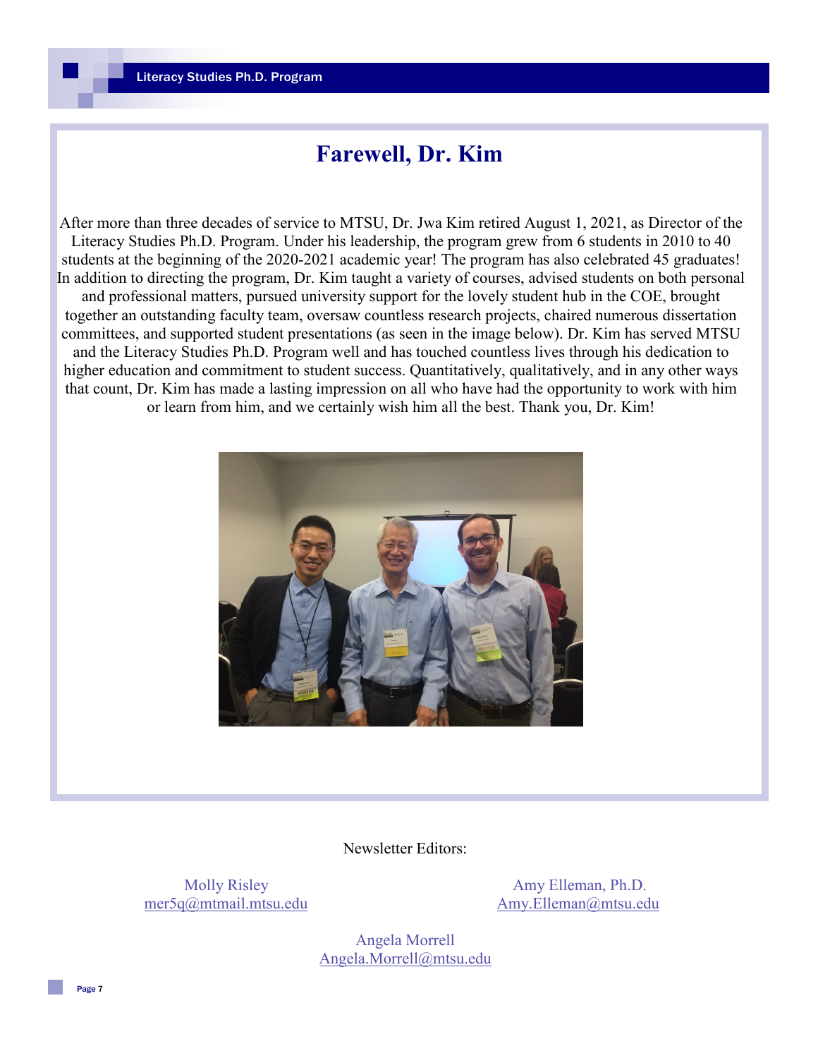# Farewell, Dr. Kim

After more than three decades of service to MTSU, Dr. Jwa Kim retired August 1, 2021, as Director of the Literacy Studies Ph.D. Program. Under his leadership, the program grew from 6 students in 2010 to 40 students at the beginning of the 2020-2021 academic year! The program has also celebrated 45 graduates! In addition to directing the program, Dr. Kim taught a variety of courses, advised students on both personal and professional matters, pursued university support for the lovely student hub in the COE, brought together an outstanding faculty team, oversaw countless research projects, chaired numerous dissertation committees, and supported student presentations (as seen in the image below). Dr. Kim has served MTSU and the Literacy Studies Ph.D. Program well and has touched countless lives through his dedication to higher education and commitment to student success. Quantitatively, qualitatively, and in any other ways that count, Dr. Kim has made a lasting impression on all who have had the opportunity to work with him or learn from him, and we certainly wish him all the best. Thank you, Dr. Kim!

Newsletter Editors:

Molly Risley
mer5q@mtmail.mtsu.edu

Amy Elleman, Ph.D.
Amy.Elleman@mtsu.edu

Angela Morrell
Angela.Morrell@mtsu.edu